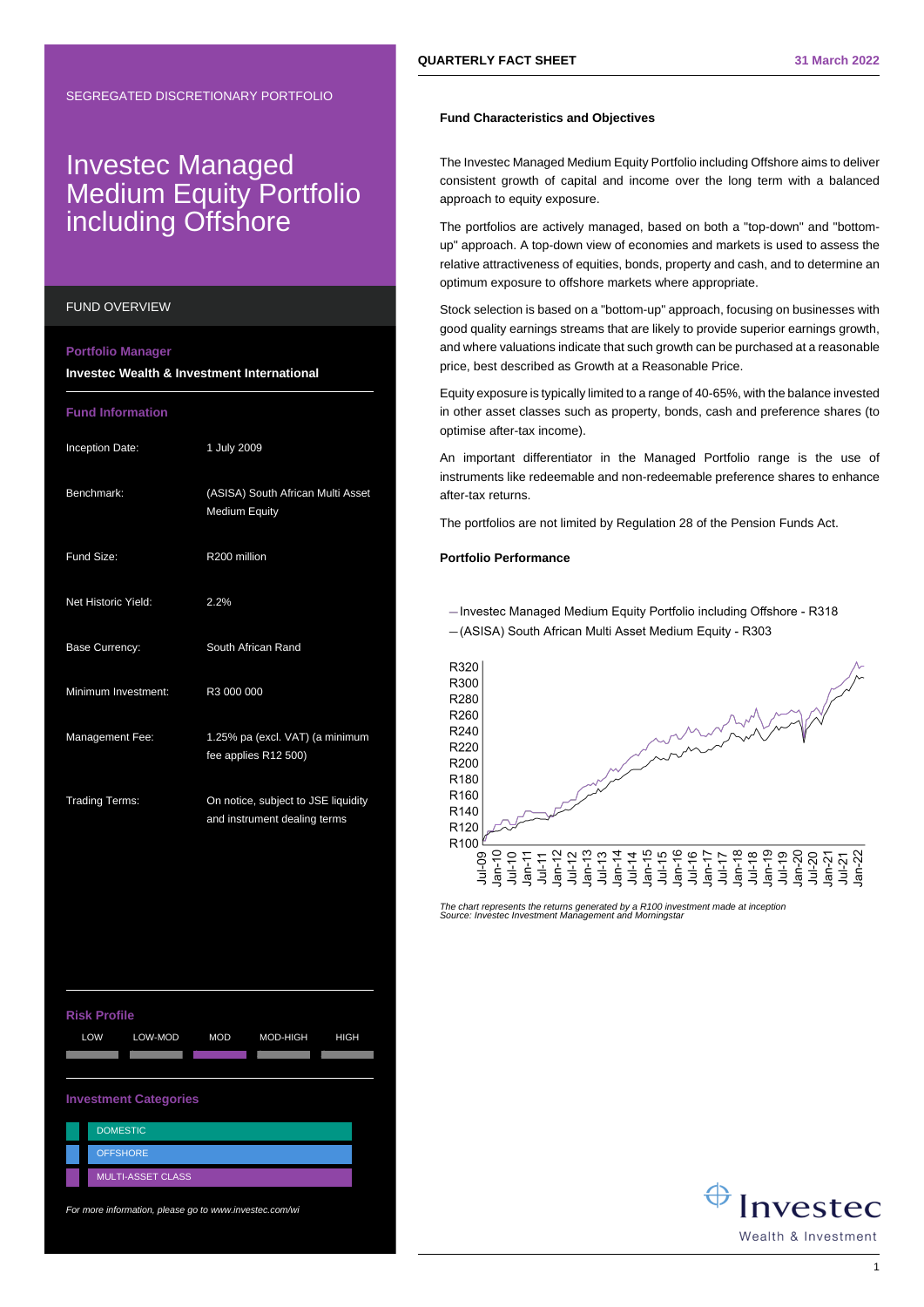SEGREGATED DISCRETIONARY PORTFOLIO

# Investec Managed Medium Equity Portfolio including Offshore

QUARTERLY FACT SHEET — 31 March 2022

## FUND OVERVIEW

**Portfolio Manager**

**Investec Wealth & Investment International**

**Fund Information**

| | |
|---|---|
| Inception Date: | 1 July 2009 |
| Benchmark: | (ASISA) South African Multi Asset Medium Equity |
| Fund Size: | R200 million |
| Net Historic Yield: | 2.2% |
| Base Currency: | South African Rand |
| Minimum Investment: | R3 000 000 |
| Management Fee: | 1.25% pa (excl. VAT) (a minimum fee applies R12 500) |
| Trading Terms: | On notice, subject to JSE liquidity and instrument dealing terms |

**Risk Profile**

LOW | LOW-MOD | MOD | MOD-HIGH | HIGH

**Investment Categories**

- DOMESTIC
- OFFSHORE
- MULTI-ASSET CLASS

*For more information, please go to www.investec.com/wi*

### Fund Characteristics and Objectives

The Investec Managed Medium Equity Portfolio including Offshore aims to deliver consistent growth of capital and income over the long term with a balanced approach to equity exposure.

The portfolios are actively managed, based on both a "top-down" and "bottom-up" approach. A top-down view of economies and markets is used to assess the relative attractiveness of equities, bonds, property and cash, and to determine an optimum exposure to offshore markets where appropriate.

Stock selection is based on a "bottom-up" approach, focusing on businesses with good quality earnings streams that are likely to provide superior earnings growth, and where valuations indicate that such growth can be purchased at a reasonable price, best described as Growth at a Reasonable Price.

Equity exposure is typically limited to a range of 40-65%, with the balance invested in other asset classes such as property, bonds, cash and preference shares (to optimise after-tax income).

An important differentiator in the Managed Portfolio range is the use of instruments like redeemable and non-redeemable preference shares to enhance after-tax returns.

The portfolios are not limited by Regulation 28 of the Pension Funds Act.

### Portfolio Performance

- Investec Managed Medium Equity Portfolio including Offshore - R318
- (ASISA) South African Multi Asset Medium Equity - R303

*The chart represents the returns generated by a R100 investment made at inception*
*Source: Investec Investment Management and Morningstar*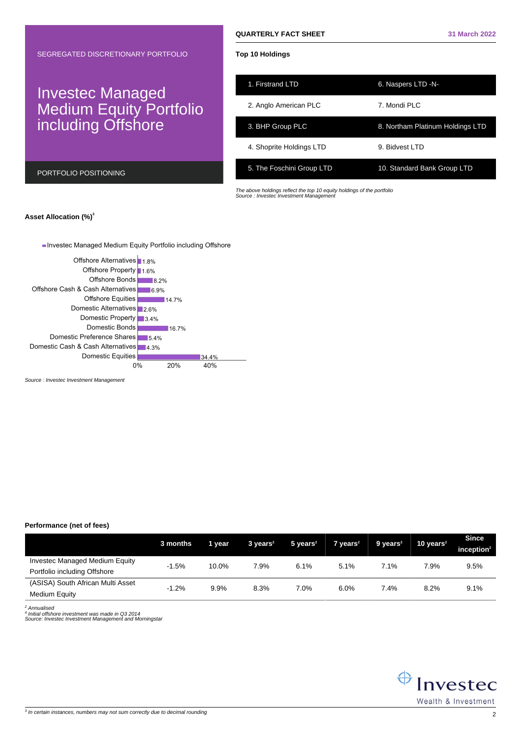SEGREGATED DISCRETIONARY PORTFOLIO

# Investec Managed Medium Equity Portfolio including Offshore

PORTFOLIO POSITIONING

**QUARTERLY FACT SHEET** **31 March 2022**

## Top 10 Holdings

| | |
|---|---|
| 1. Firstrand LTD | 6. Naspers LTD -N- |
| 2. Anglo American PLC | 7. Mondi PLC |
| 3. BHP Group PLC | 8. Northam Platinum Holdings LTD |
| 4. Shoprite Holdings LTD | 9. Bidvest LTD |
| 5. The Foschini Group LTD | 10. Standard Bank Group LTD |

*The above holdings reflect the top 10 equity holdings of the portfolio*
*Source : Investec Investment Management*

## Asset Allocation (%)[3]

Investec Managed Medium Equity Portfolio including Offshore

| Asset Class | % |
|---|---|
| Offshore Alternatives | 1.8% |
| Offshore Property | 1.6% |
| Offshore Bonds | 8.2% |
| Offshore Cash & Cash Alternatives | 6.9% |
| Offshore Equities | 14.7% |
| Domestic Alternatives | 2.6% |
| Domestic Property | 3.4% |
| Domestic Bonds | 16.7% |
| Domestic Preference Shares | 5.4% |
| Domestic Cash & Cash Alternatives | 4.3% |
| Domestic Equities | 34.4% |

*Source : Investec Investment Management*

## Performance (net of fees)

| | 3 months | 1 year | 3 years[2] | 5 years[2] | 7 years[2] | 9 years[2] | 10 years[2] | Since inception[2] |
|---|---|---|---|---|---|---|---|---|
| Investec Managed Medium Equity Portfolio including Offshore | -1.5% | 10.0% | 7.9% | 6.1% | 5.1% | 7.1% | 7.9% | 9.5% |
| (ASISA) South African Multi Asset Medium Equity | -1.2% | 9.9% | 8.3% | 7.0% | 6.0% | 7.4% | 8.2% | 9.1% |

*[2] Annualised*
*[4] Initial offshore investment was made in Q3 2014*
*Source: Investec Investment Management and Morningstar*

*[3] In certain instances, numbers may not sum correctly due to decimal rounding*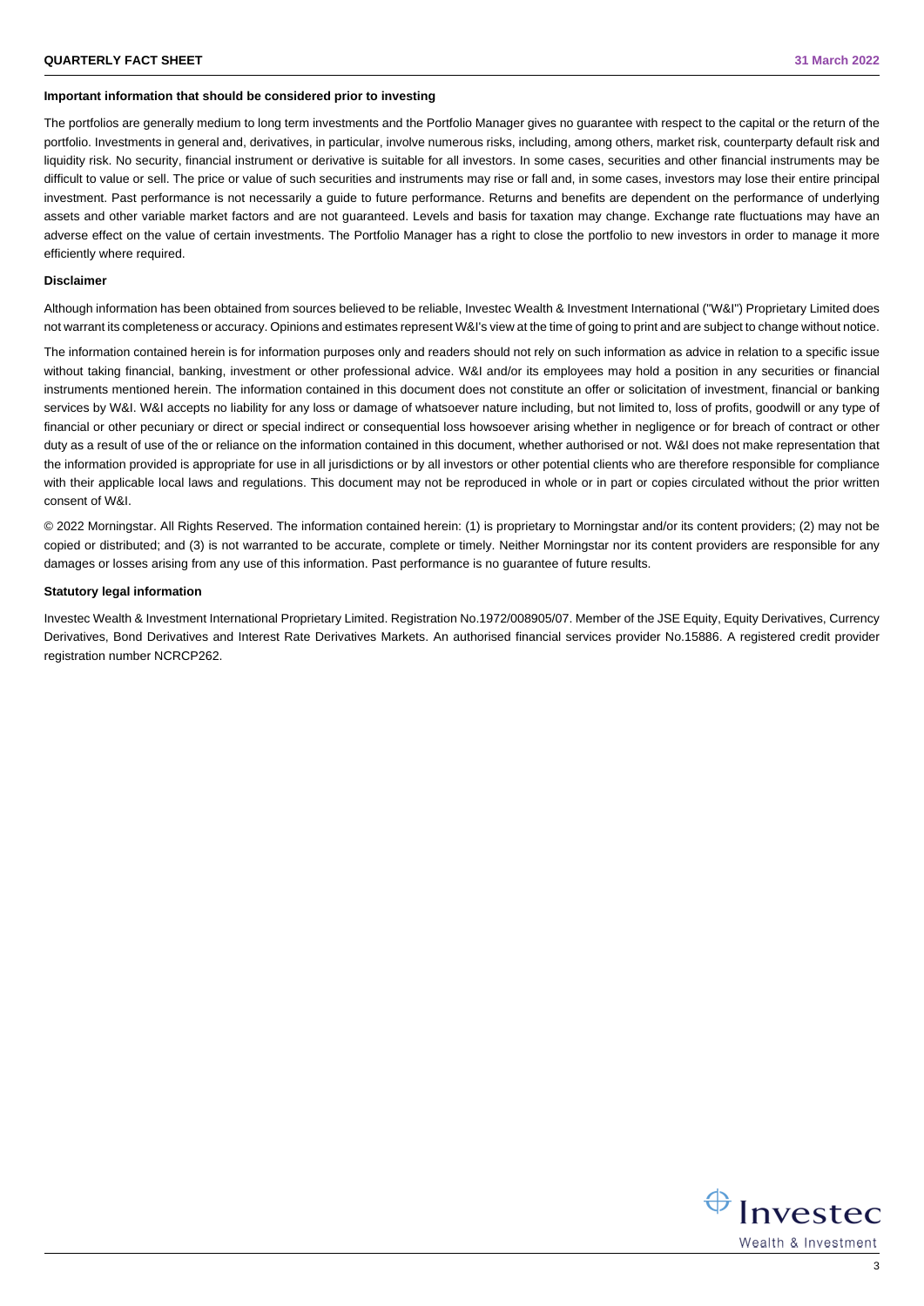**Important information that should be considered prior to investing**

The portfolios are generally medium to long term investments and the Portfolio Manager gives no guarantee with respect to the capital or the return of the portfolio. Investments in general and, derivatives, in particular, involve numerous risks, including, among others, market risk, counterparty default risk and liquidity risk. No security, financial instrument or derivative is suitable for all investors. In some cases, securities and other financial instruments may be difficult to value or sell. The price or value of such securities and instruments may rise or fall and, in some cases, investors may lose their entire principal investment. Past performance is not necessarily a guide to future performance. Returns and benefits are dependent on the performance of underlying assets and other variable market factors and are not guaranteed. Levels and basis for taxation may change. Exchange rate fluctuations may have an adverse effect on the value of certain investments. The Portfolio Manager has a right to close the portfolio to new investors in order to manage it more efficiently where required.

**Disclaimer**

Although information has been obtained from sources believed to be reliable, Investec Wealth & Investment International ("W&I") Proprietary Limited does not warrant its completeness or accuracy. Opinions and estimates represent W&I's view at the time of going to print and are subject to change without notice.

The information contained herein is for information purposes only and readers should not rely on such information as advice in relation to a specific issue without taking financial, banking, investment or other professional advice. W&I and/or its employees may hold a position in any securities or financial instruments mentioned herein. The information contained in this document does not constitute an offer or solicitation of investment, financial or banking services by W&I. W&I accepts no liability for any loss or damage of whatsoever nature including, but not limited to, loss of profits, goodwill or any type of financial or other pecuniary or direct or special indirect or consequential loss howsoever arising whether in negligence or for breach of contract or other duty as a result of use of the or reliance on the information contained in this document, whether authorised or not. W&I does not make representation that the information provided is appropriate for use in all jurisdictions or by all investors or other potential clients who are therefore responsible for compliance with their applicable local laws and regulations. This document may not be reproduced in whole or in part or copies circulated without the prior written consent of W&I.

© 2022 Morningstar. All Rights Reserved. The information contained herein: (1) is proprietary to Morningstar and/or its content providers; (2) may not be copied or distributed; and (3) is not warranted to be accurate, complete or timely. Neither Morningstar nor its content providers are responsible for any damages or losses arising from any use of this information. Past performance is no guarantee of future results.

**Statutory legal information**

Investec Wealth & Investment International Proprietary Limited. Registration No.1972/008905/07. Member of the JSE Equity, Equity Derivatives, Currency Derivatives, Bond Derivatives and Interest Rate Derivatives Markets. An authorised financial services provider No.15886. A registered credit provider registration number NCRCP262.